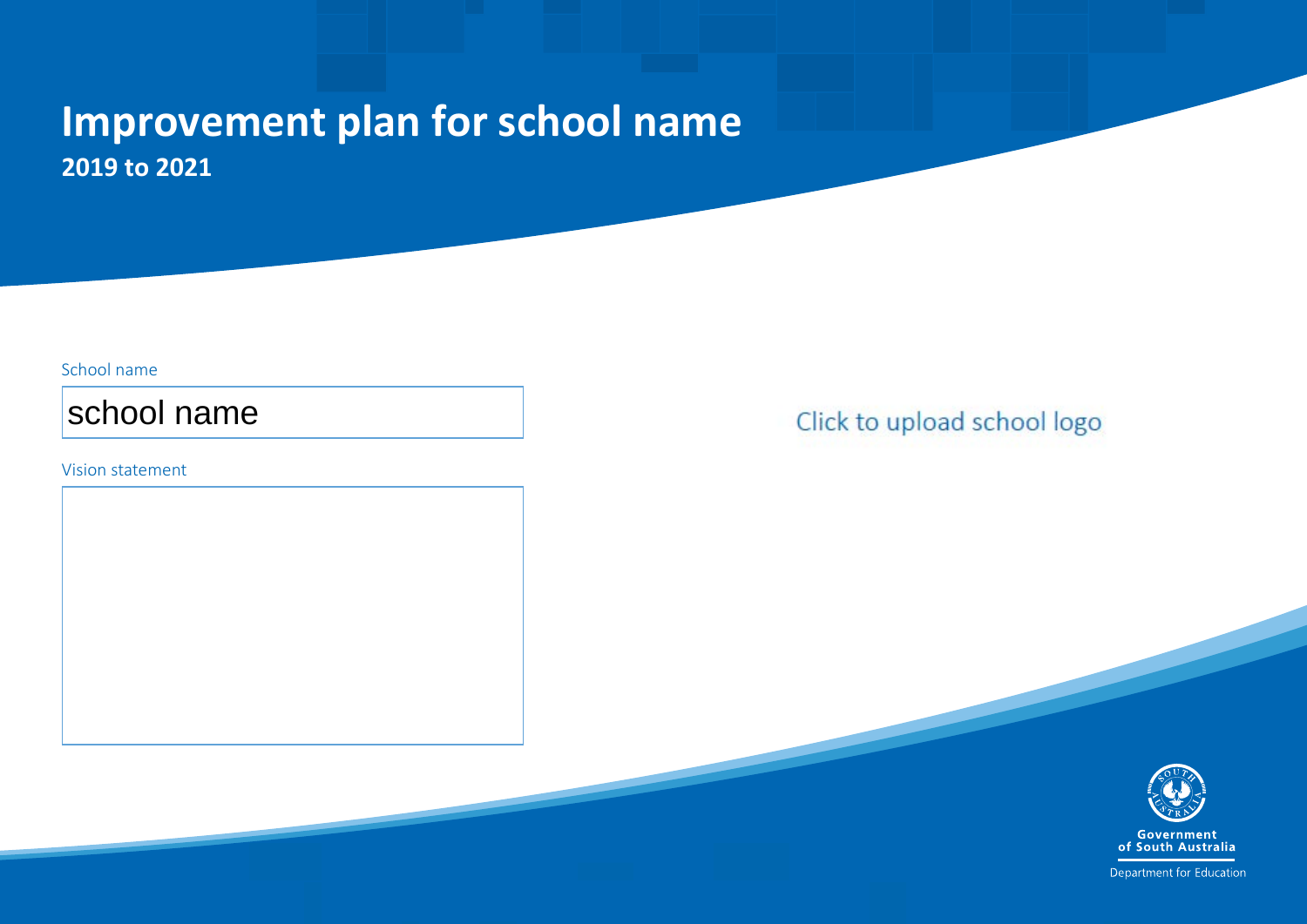# Improvement plan for school name

**2019 to 2021**

School name

school name

Vision statement

Click to upload school logo

Government of South Australia

Department for Education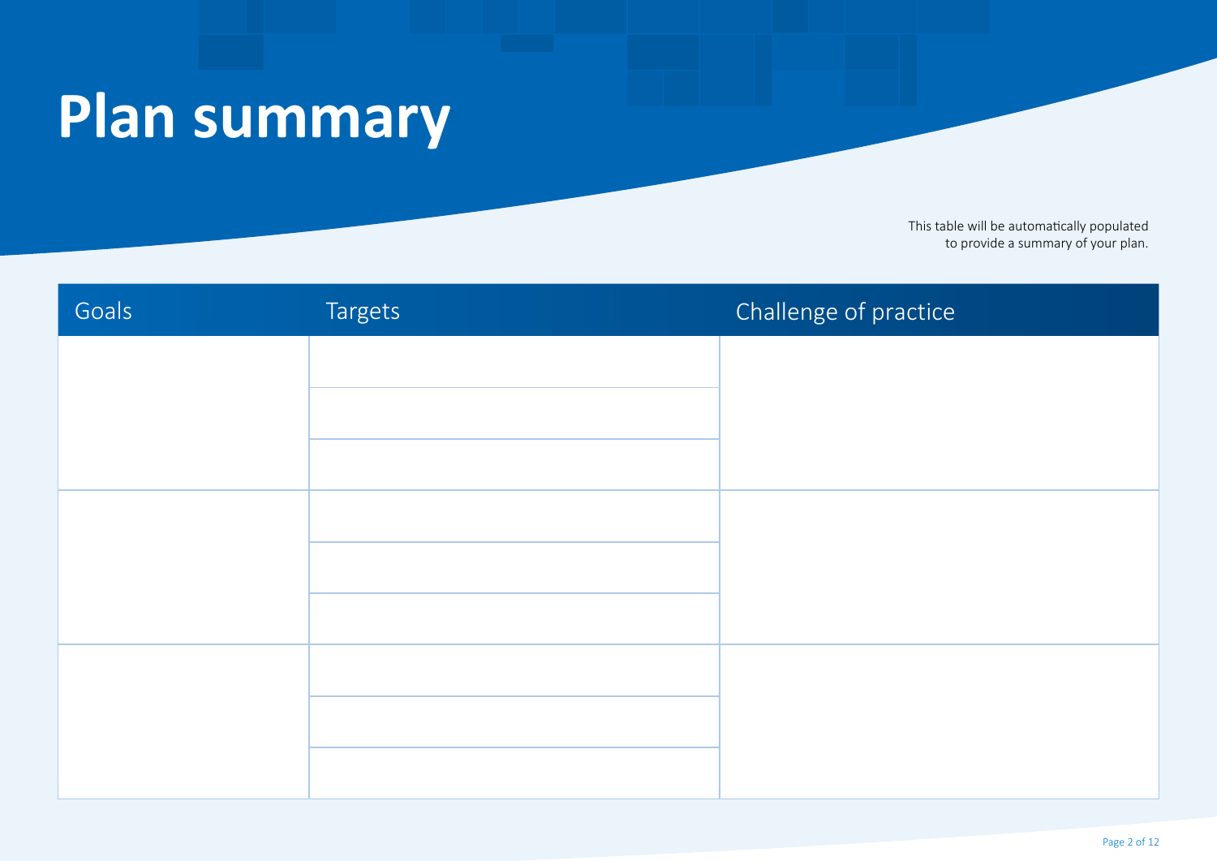# Plan summary

This table will be automatically populated to provide a summary of your plan.

| Goals | Targets | Challenge of practice |
|---|---|---|
| | | |
| | | |
| | | |
| | | |
| | | |
| | | |
| | | |
| | | |
| | | |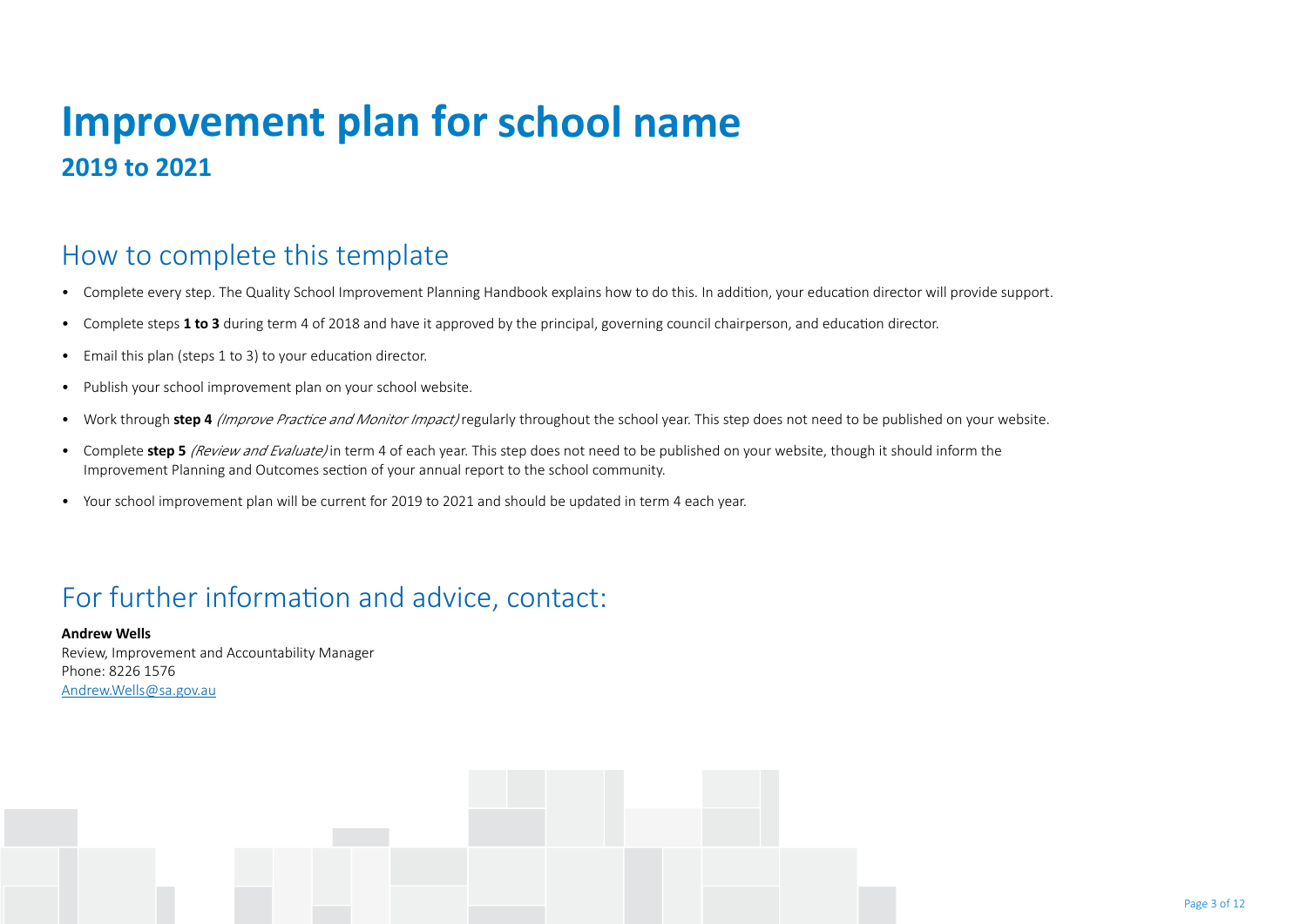# Improvement plan for school name

## 2019 to 2021

## How to complete this template

- Complete every step. The Quality School Improvement Planning Handbook explains how to do this. In addition, your education director will provide support.
- Complete steps **1 to 3** during term 4 of 2018 and have it approved by the principal, governing council chairperson, and education director.
- Email this plan (steps 1 to 3) to your education director.
- Publish your school improvement plan on your school website.
- Work through **step 4** *(Improve Practice and Monitor Impact)* regularly throughout the school year. This step does not need to be published on your website.
- Complete **step 5** *(Review and Evaluate)* in term 4 of each year. This step does not need to be published on your website, though it should inform the Improvement Planning and Outcomes section of your annual report to the school community.
- Your school improvement plan will be current for 2019 to 2021 and should be updated in term 4 each year.

## For further information and advice, contact:

**Andrew Wells**
Review, Improvement and Accountability Manager
Phone: 8226 1576
Andrew.Wells@sa.gov.au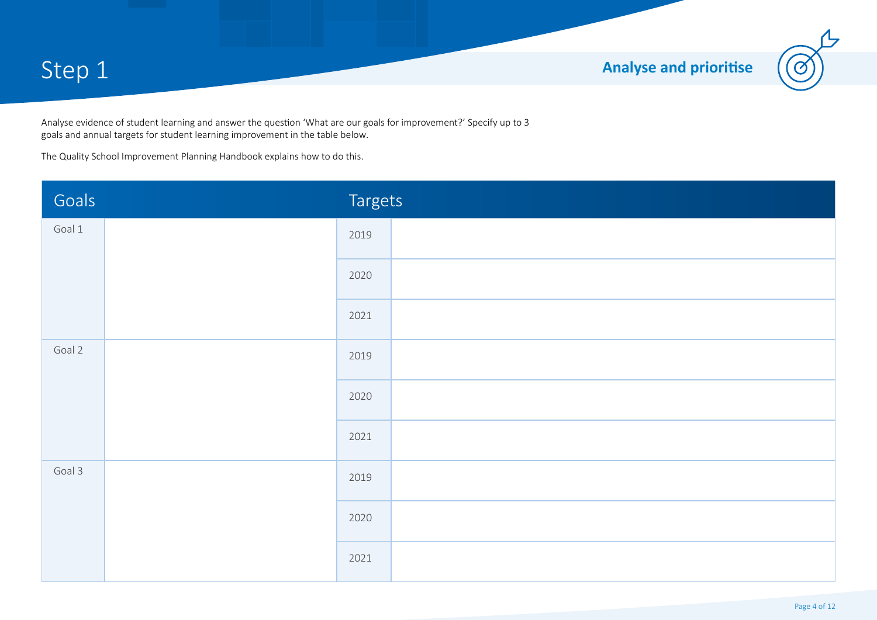# Step 1

## Analyse and prioritise

Analyse evidence of student learning and answer the question 'What are our goals for improvement?' Specify up to 3 goals and annual targets for student learning improvement in the table below.

The Quality School Improvement Planning Handbook explains how to do this.

| Goals | | Targets | |
|---|---|---|---|
| Goal 1 | | 2019 | |
| | | 2020 | |
| | | 2021 | |
| Goal 2 | | 2019 | |
| | | 2020 | |
| | | 2021 | |
| Goal 3 | | 2019 | |
| | | 2020 | |
| | | 2021 | |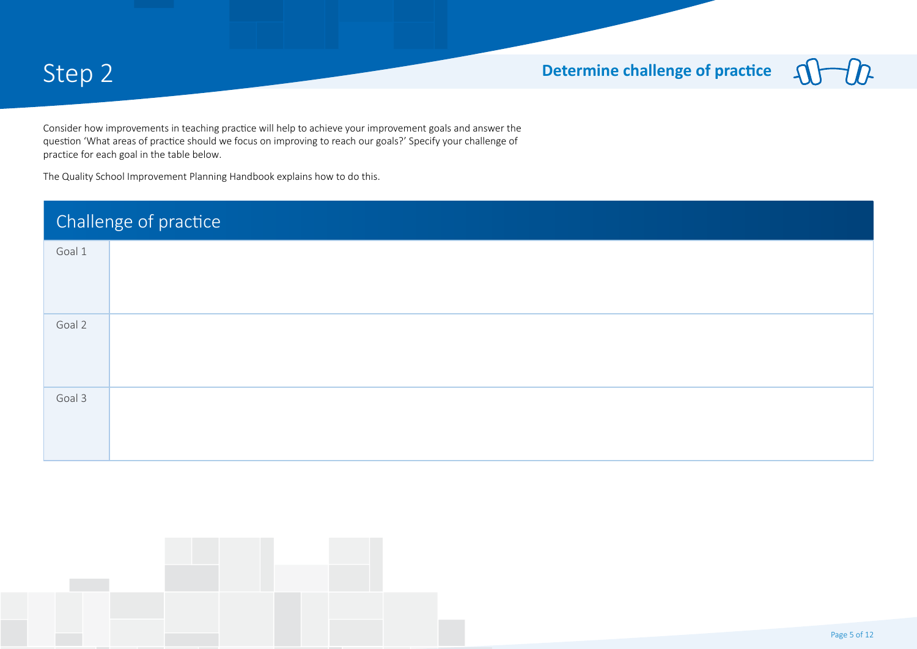# Step 2

## Determine challenge of practice

Consider how improvements in teaching practice will help to achieve your improvement goals and answer the question 'What areas of practice should we focus on improving to reach our goals?' Specify your challenge of practice for each goal in the table below.

The Quality School Improvement Planning Handbook explains how to do this.

| Challenge of practice | |
|---|---|
| Goal 1 | |
| Goal 2 | |
| Goal 3 | |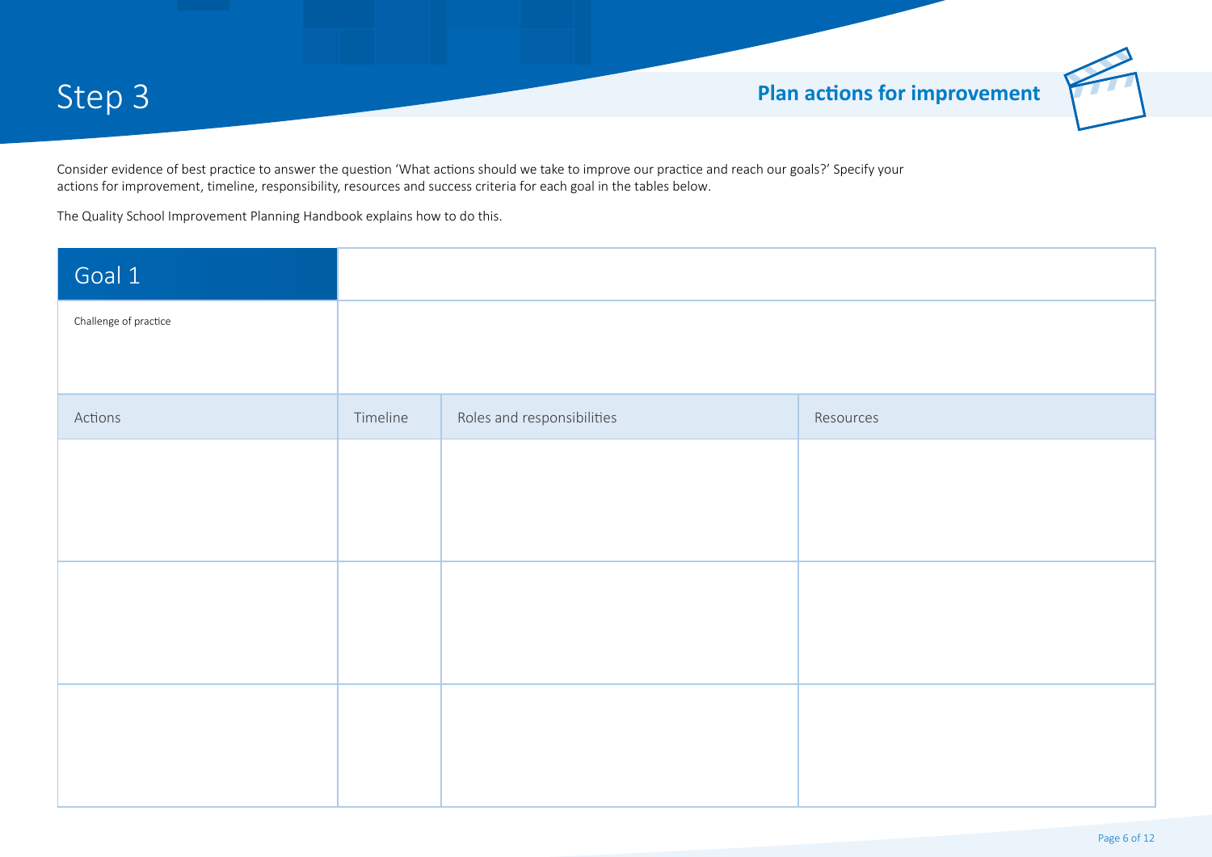# Step 3

## Plan actions for improvement

Consider evidence of best practice to answer the question 'What actions should we take to improve our practice and reach our goals?' Specify your actions for improvement, timeline, responsibility, resources and success criteria for each goal in the tables below.

The Quality School Improvement Planning Handbook explains how to do this.

| Goal 1 | | | |
|---|---|---|---|
| Challenge of practice | | | |
| Actions | Timeline | Roles and responsibilities | Resources |
| | | | |
| | | | |
| | | | |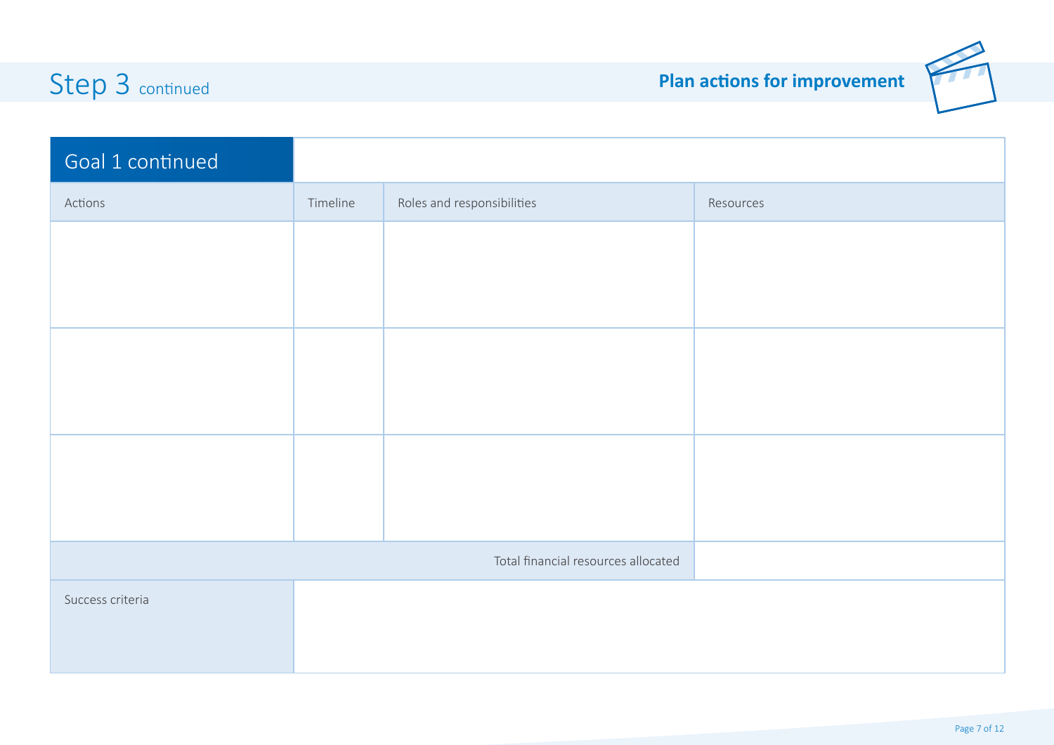# Step 3 continued

## Plan actions for improvement

| Goal 1 continued | | | |
|---|---|---|---|
| Actions | Timeline | Roles and responsibilities | Resources |
| | | | |
| | | | |
| | | | |
| | | Total financial resources allocated | |
| Success criteria | | | |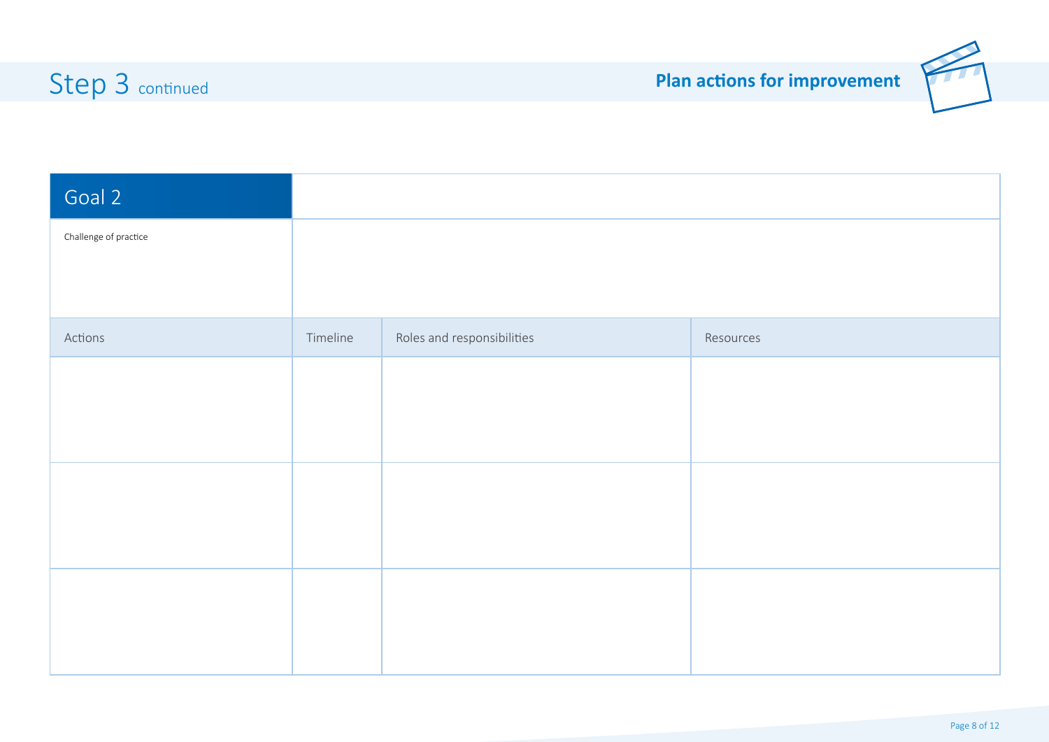## Step 3 continued

## Plan actions for improvement

| Goal 2 | | | |
|---|---|---|---|
| Challenge of practice | | | |
| Actions | Timeline | Roles and responsibilities | Resources |
| | | | |
| | | | |
| | | | |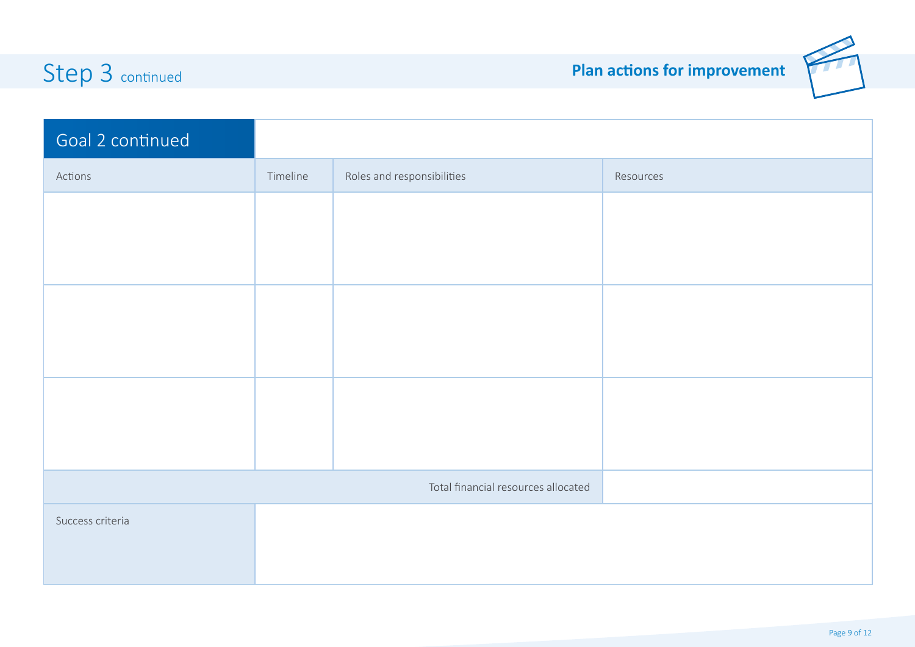# Step 3 continued

**Plan actions for improvement**

| Goal 2 continued | | | |
|---|---|---|---|
| Actions | Timeline | Roles and responsibilities | Resources |
| | | | |
| | | | |
| | | | |
| | | Total financial resources allocated | |
| Success criteria | | | |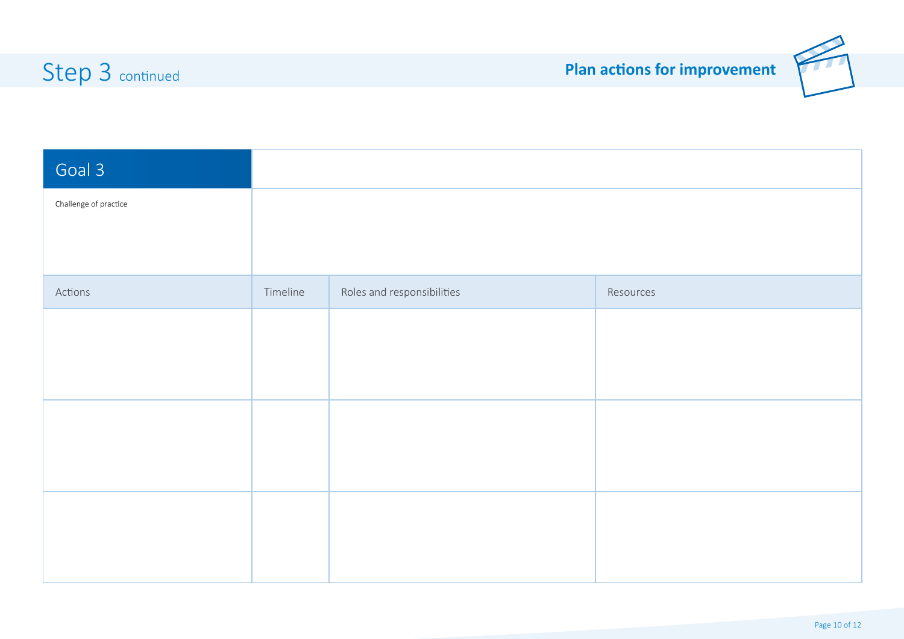# Step 3 continued

## Plan actions for improvement

| Goal 3 | | | |
|---|---|---|---|
| Challenge of practice | | | |
| Actions | Timeline | Roles and responsibilities | Resources |
| | | | |
| | | | |
| | | | |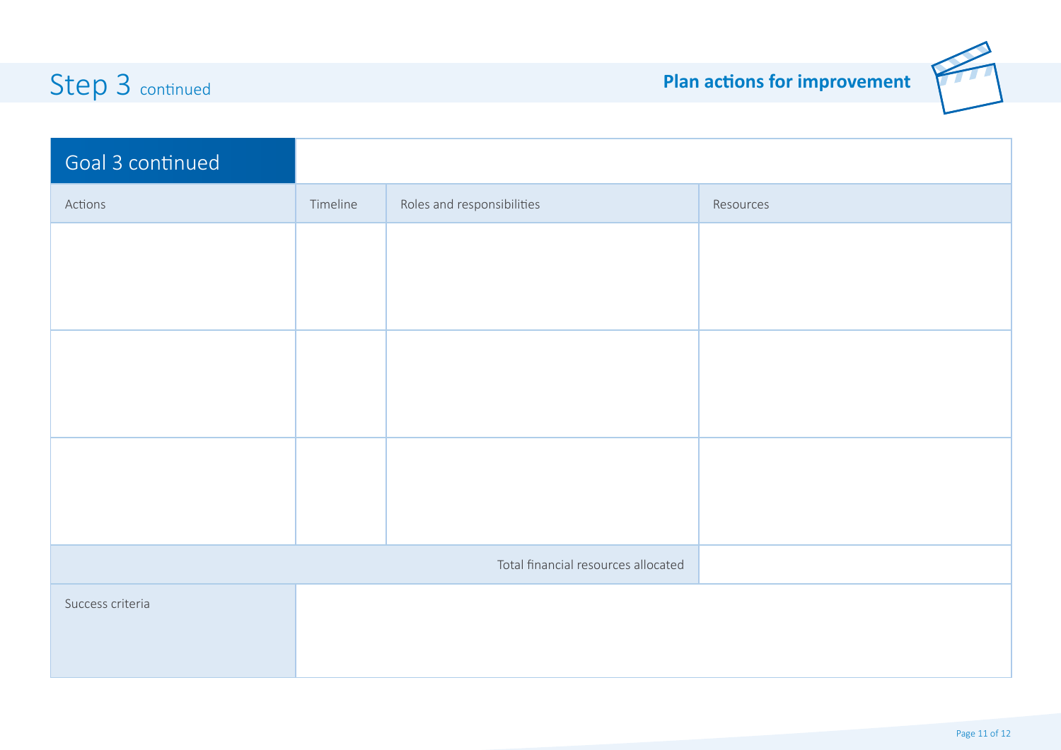# Step 3 continued

**Plan actions for improvement**

| Goal 3 continued | | | |
|---|---|---|---|
| Actions | Timeline | Roles and responsibilities | Resources |
| | | | |
| | | | |
| | | | |
| | | Total financial resources allocated | |
| Success criteria | | | |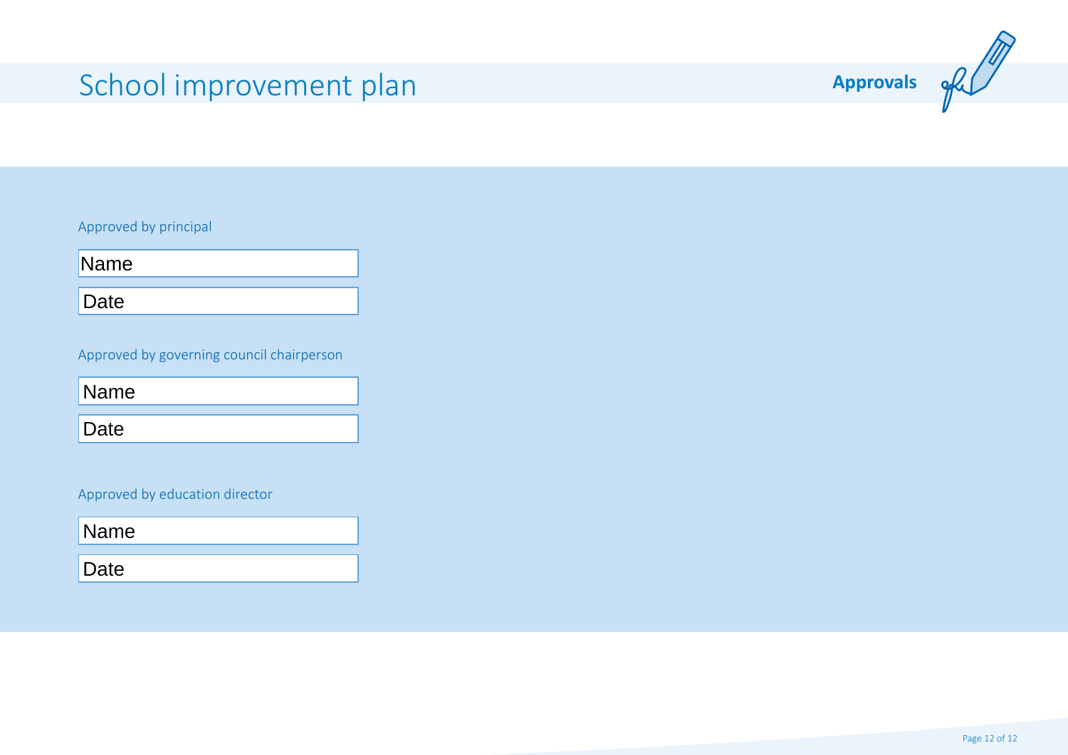# School improvement plan

## Approvals

Approved by principal

Name

Date

Approved by governing council chairperson

Name

Date

Approved by education director

Name

Date